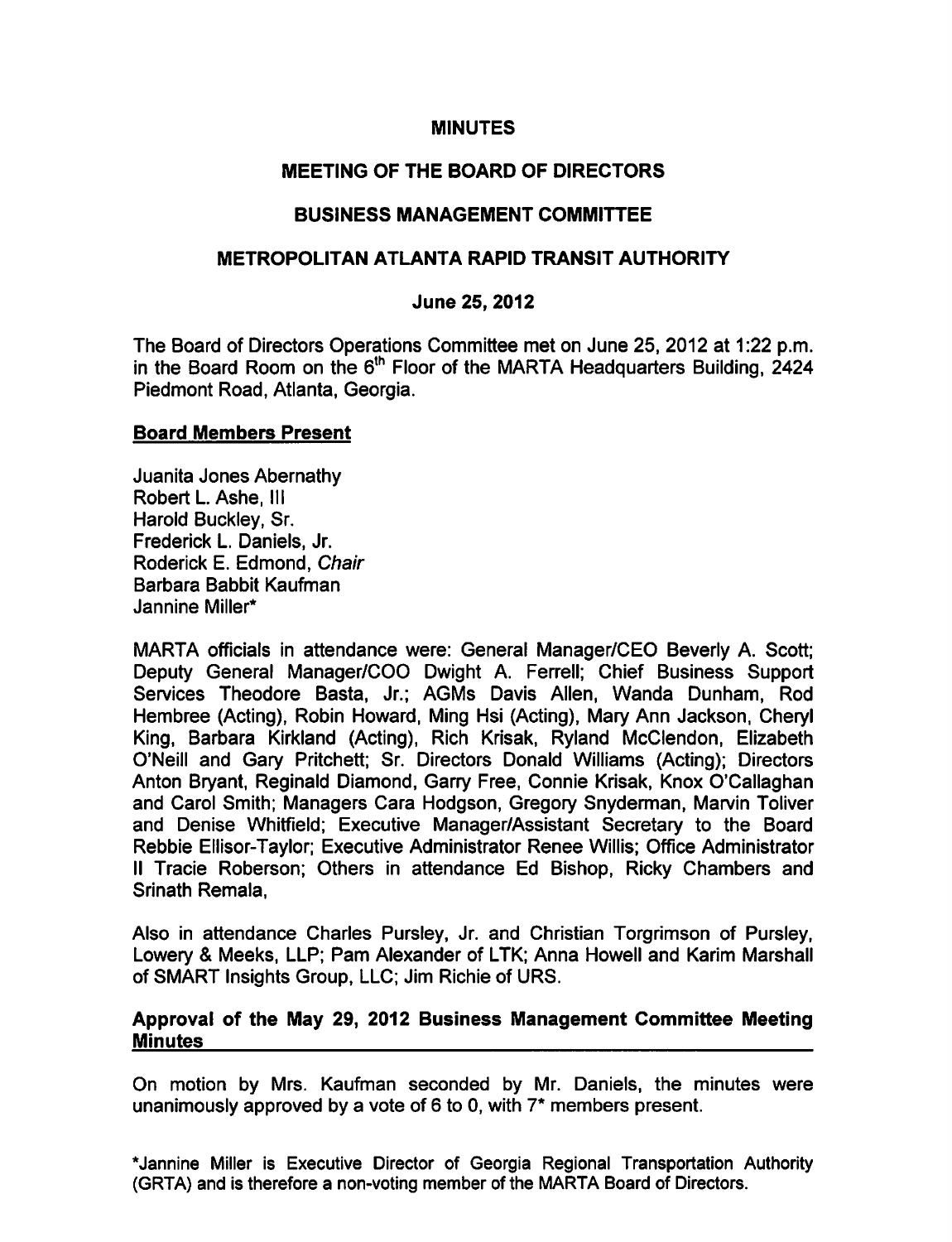# MINUTES

## MEETING OF THE BOARD OF DIRECTORS

## BUSINESS MANAGEMENT COMMITTEE

## METROPOLITAN ATLANTA RAPID TRANSIT AUTHORITY

### June 25, 2012

The Board of Directors Operations Committee met on June 25, 2012 at 1:22 p.m. in the Board Room on the 6th Floor of the MARTA Headquarters Building, 2424 Piedmont Road, Atlanta, Georgia.

**Board Members Present**

Juanita Jones Abernathy
Robert L. Ashe, III
Harold Buckley, Sr.
Frederick L. Daniels, Jr.
Roderick E. Edmond, *Chair*
Barbara Babbit Kaufman
Jannine Miller*

MARTA officials in attendance were: General Manager/CEO Beverly A. Scott; Deputy General Manager/COO Dwight A. Ferrell; Chief Business Support Services Theodore Basta, Jr.; AGMs Davis Allen, Wanda Dunham, Rod Hembree (Acting), Robin Howard, Ming Hsi (Acting), Mary Ann Jackson, Cheryl King, Barbara Kirkland (Acting), Rich Krisak, Ryland McClendon, Elizabeth O'Neill and Gary Pritchett; Sr. Directors Donald Williams (Acting); Directors Anton Bryant, Reginald Diamond, Garry Free, Connie Krisak, Knox O'Callaghan and Carol Smith; Managers Cara Hodgson, Gregory Snyderman, Marvin Toliver and Denise Whitfield; Executive Manager/Assistant Secretary to the Board Rebbie Ellisor-Taylor; Executive Administrator Renee Willis; Office Administrator II Tracie Roberson; Others in attendance Ed Bishop, Ricky Chambers and Srinath Remala,

Also in attendance Charles Pursley, Jr. and Christian Torgrimson of Pursley, Lowery & Meeks, LLP; Pam Alexander of LTK; Anna Howell and Karim Marshall of SMART Insights Group, LLC; Jim Richie of URS.

**Approval of the May 29, 2012 Business Management Committee Meeting Minutes**

On motion by Mrs. Kaufman seconded by Mr. Daniels, the minutes were unanimously approved by a vote of 6 to 0, with 7* members present.

*Jannine Miller is Executive Director of Georgia Regional Transportation Authority (GRTA) and is therefore a non-voting member of the MARTA Board of Directors.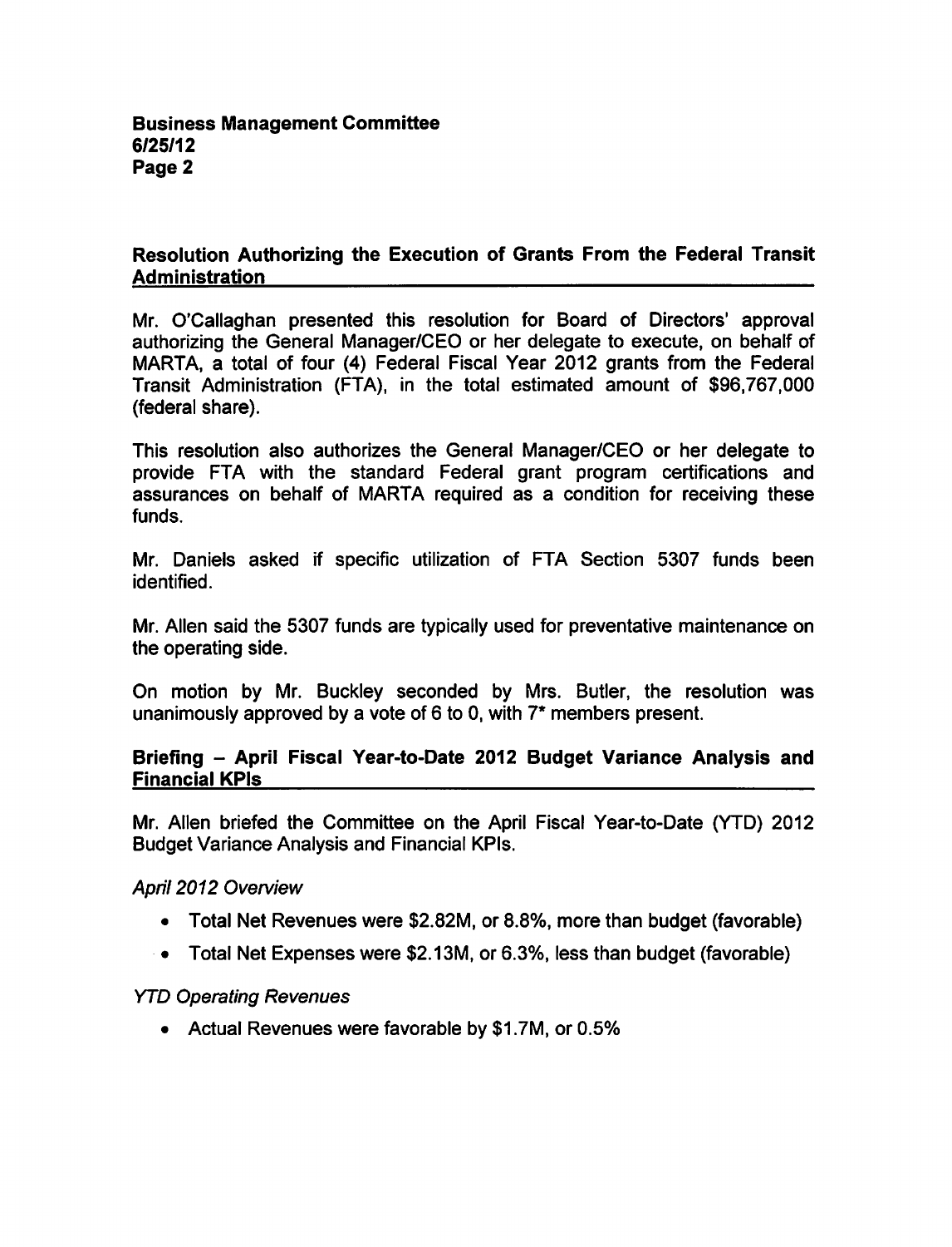## Resolution Authorizing the Execution of Grants From the Federal Transit Administration

Mr. O'Callaghan presented this resolution for Board of Directors' approval authorizing the General Manager/CEO or her delegate to execute, on behalf of MARTA, a total of four (4) Federal Fiscal Year 2012 grants from the Federal Transit Administration (FTA), in the total estimated amount of $96,767,000 (federal share).

This resolution also authorizes the General Manager/CEO or her delegate to provide FTA with the standard Federal grant program certifications and assurances on behalf of MARTA required as a condition for receiving these funds.

Mr. Daniels asked if specific utilization of FTA Section 5307 funds been identified.

Mr. Allen said the 5307 funds are typically used for preventative maintenance on the operating side.

On motion by Mr. Buckley seconded by Mrs. Butler, the resolution was unanimously approved by a vote of 6 to 0, with 7* members present.

## Briefing – April Fiscal Year-to-Date 2012 Budget Variance Analysis and Financial KPIs

Mr. Allen briefed the Committee on the April Fiscal Year-to-Date (YTD) 2012 Budget Variance Analysis and Financial KPIs.

*April 2012 Overview*

- Total Net Revenues were $2.82M, or 8.8%, more than budget (favorable)
- Total Net Expenses were $2.13M, or 6.3%, less than budget (favorable)

*YTD Operating Revenues*

- Actual Revenues were favorable by $1.7M, or 0.5%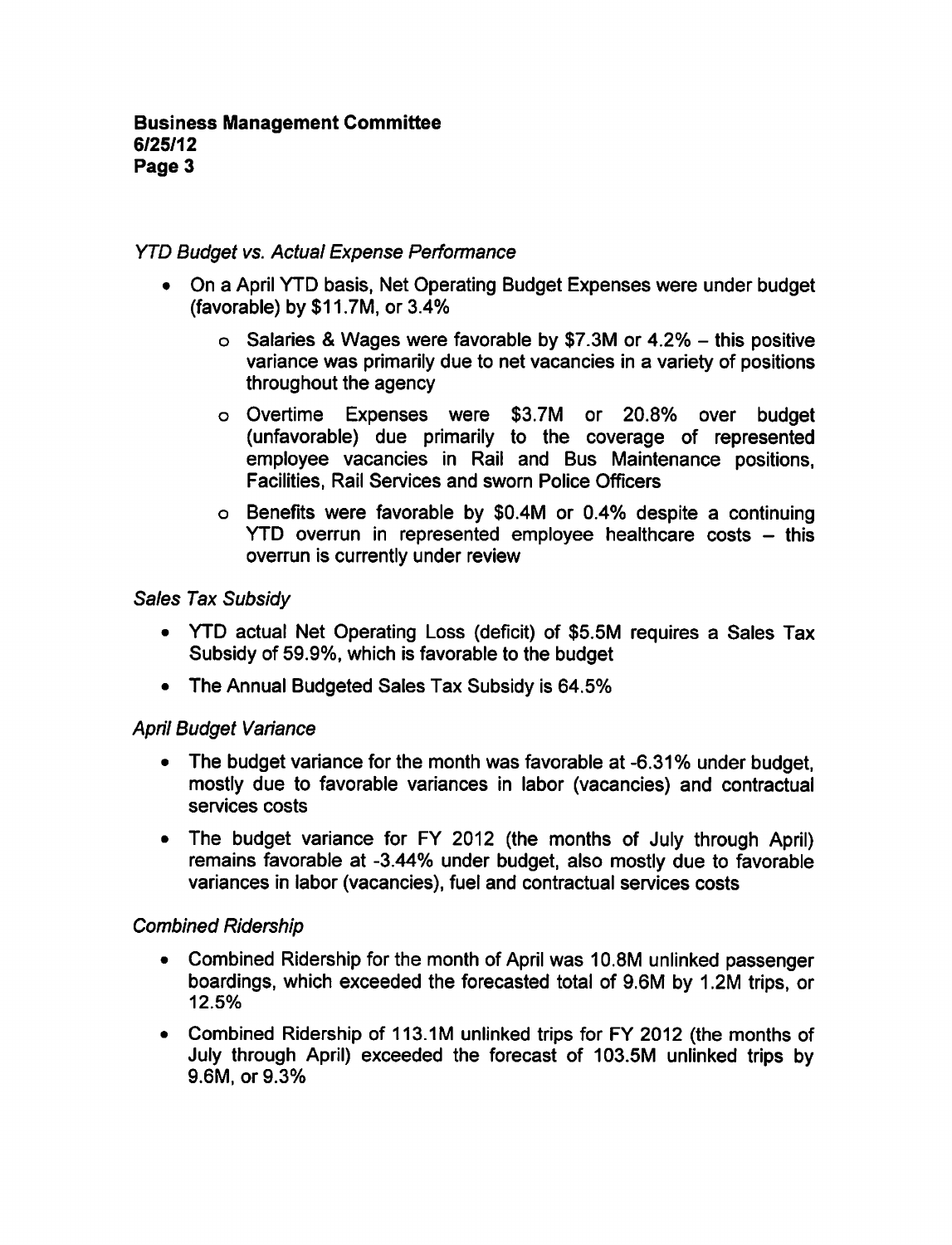*YTD Budget vs. Actual Expense Performance*

- On a April YTD basis, Net Operating Budget Expenses were under budget (favorable) by $11.7M, or 3.4%
  - Salaries & Wages were favorable by $7.3M or 4.2% – this positive variance was primarily due to net vacancies in a variety of positions throughout the agency
  - Overtime Expenses were $3.7M or 20.8% over budget (unfavorable) due primarily to the coverage of represented employee vacancies in Rail and Bus Maintenance positions, Facilities, Rail Services and sworn Police Officers
  - Benefits were favorable by $0.4M or 0.4% despite a continuing YTD overrun in represented employee healthcare costs – this overrun is currently under review

*Sales Tax Subsidy*

- YTD actual Net Operating Loss (deficit) of $5.5M requires a Sales Tax Subsidy of 59.9%, which is favorable to the budget
- The Annual Budgeted Sales Tax Subsidy is 64.5%

*April Budget Variance*

- The budget variance for the month was favorable at -6.31% under budget, mostly due to favorable variances in labor (vacancies) and contractual services costs
- The budget variance for FY 2012 (the months of July through April) remains favorable at -3.44% under budget, also mostly due to favorable variances in labor (vacancies), fuel and contractual services costs

*Combined Ridership*

- Combined Ridership for the month of April was 10.8M unlinked passenger boardings, which exceeded the forecasted total of 9.6M by 1.2M trips, or 12.5%
- Combined Ridership of 113.1M unlinked trips for FY 2012 (the months of July through April) exceeded the forecast of 103.5M unlinked trips by 9.6M, or 9.3%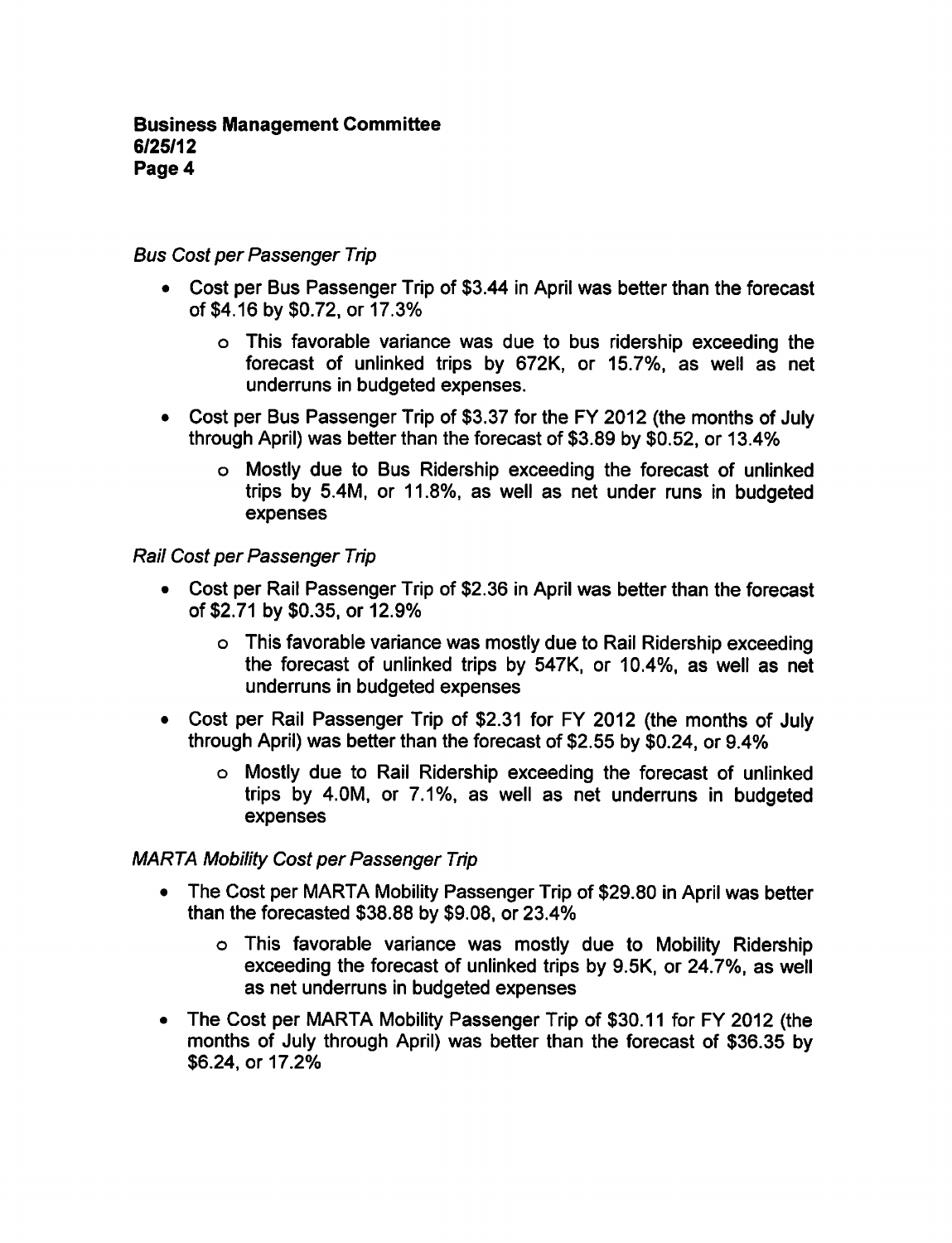*Bus Cost per Passenger Trip*

- Cost per Bus Passenger Trip of $3.44 in April was better than the forecast of $4.16 by $0.72, or 17.3%
  - This favorable variance was due to bus ridership exceeding the forecast of unlinked trips by 672K, or 15.7%, as well as net underruns in budgeted expenses.
- Cost per Bus Passenger Trip of $3.37 for the FY 2012 (the months of July through April) was better than the forecast of $3.89 by $0.52, or 13.4%
  - Mostly due to Bus Ridership exceeding the forecast of unlinked trips by 5.4M, or 11.8%, as well as net under runs in budgeted expenses

*Rail Cost per Passenger Trip*

- Cost per Rail Passenger Trip of $2.36 in April was better than the forecast of $2.71 by $0.35, or 12.9%
  - This favorable variance was mostly due to Rail Ridership exceeding the forecast of unlinked trips by 547K, or 10.4%, as well as net underruns in budgeted expenses
- Cost per Rail Passenger Trip of $2.31 for FY 2012 (the months of July through April) was better than the forecast of $2.55 by $0.24, or 9.4%
  - Mostly due to Rail Ridership exceeding the forecast of unlinked trips by 4.0M, or 7.1%, as well as net underruns in budgeted expenses

*MARTA Mobility Cost per Passenger Trip*

- The Cost per MARTA Mobility Passenger Trip of $29.80 in April was better than the forecasted $38.88 by $9.08, or 23.4%
  - This favorable variance was mostly due to Mobility Ridership exceeding the forecast of unlinked trips by 9.5K, or 24.7%, as well as net underruns in budgeted expenses
- The Cost per MARTA Mobility Passenger Trip of $30.11 for FY 2012 (the months of July through April) was better than the forecast of $36.35 by $6.24, or 17.2%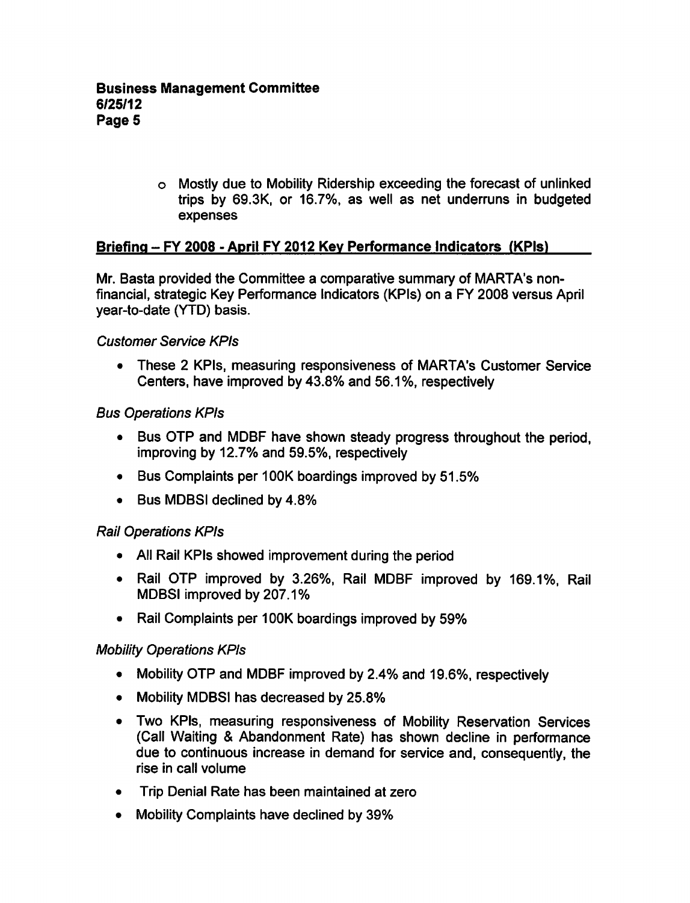- Mostly due to Mobility Ridership exceeding the forecast of unlinked trips by 69.3K, or 16.7%, as well as net underruns in budgeted expenses

## Briefing – FY 2008 - April FY 2012 Key Performance Indicators (KPIs)

Mr. Basta provided the Committee a comparative summary of MARTA's non-financial, strategic Key Performance Indicators (KPIs) on a FY 2008 versus April year-to-date (YTD) basis.

*Customer Service KPIs*

- These 2 KPIs, measuring responsiveness of MARTA's Customer Service Centers, have improved by 43.8% and 56.1%, respectively

*Bus Operations KPIs*

- Bus OTP and MDBF have shown steady progress throughout the period, improving by 12.7% and 59.5%, respectively
- Bus Complaints per 100K boardings improved by 51.5%
- Bus MDBSI declined by 4.8%

*Rail Operations KPIs*

- All Rail KPIs showed improvement during the period
- Rail OTP improved by 3.26%, Rail MDBF improved by 169.1%, Rail MDBSI improved by 207.1%
- Rail Complaints per 100K boardings improved by 59%

*Mobility Operations KPIs*

- Mobility OTP and MDBF improved by 2.4% and 19.6%, respectively
- Mobility MDBSI has decreased by 25.8%
- Two KPIs, measuring responsiveness of Mobility Reservation Services (Call Waiting & Abandonment Rate) has shown decline in performance due to continuous increase in demand for service and, consequently, the rise in call volume
- Trip Denial Rate has been maintained at zero
- Mobility Complaints have declined by 39%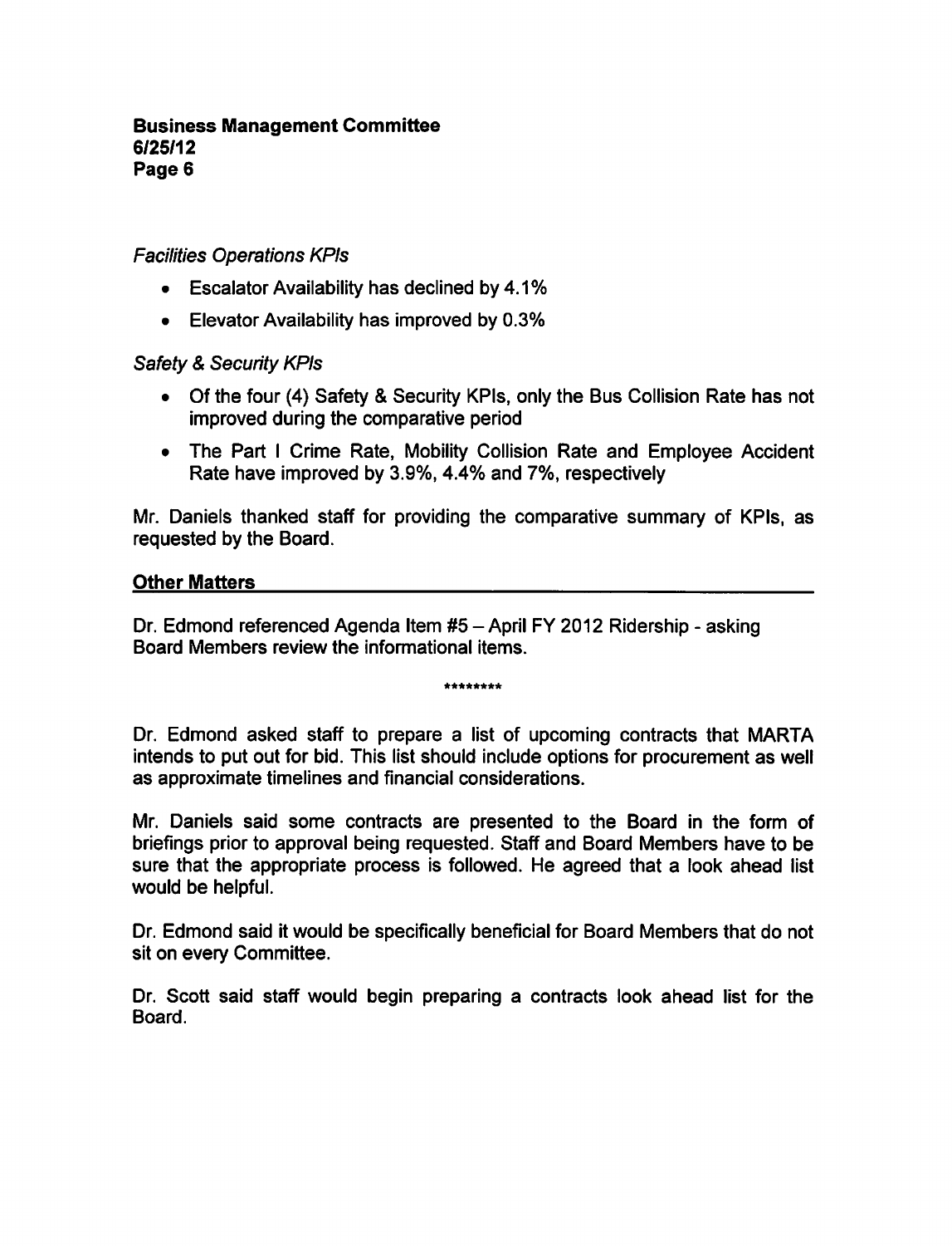*Facilities Operations KPIs*

- Escalator Availability has declined by 4.1%
- Elevator Availability has improved by 0.3%

*Safety & Security KPIs*

- Of the four (4) Safety & Security KPIs, only the Bus Collision Rate has not improved during the comparative period
- The Part I Crime Rate, Mobility Collision Rate and Employee Accident Rate have improved by 3.9%, 4.4% and 7%, respectively

Mr. Daniels thanked staff for providing the comparative summary of KPIs, as requested by the Board.

## Other Matters

Dr. Edmond referenced Agenda Item #5 – April FY 2012 Ridership - asking Board Members review the informational items.

********

Dr. Edmond asked staff to prepare a list of upcoming contracts that MARTA intends to put out for bid. This list should include options for procurement as well as approximate timelines and financial considerations.

Mr. Daniels said some contracts are presented to the Board in the form of briefings prior to approval being requested. Staff and Board Members have to be sure that the appropriate process is followed. He agreed that a look ahead list would be helpful.

Dr. Edmond said it would be specifically beneficial for Board Members that do not sit on every Committee.

Dr. Scott said staff would begin preparing a contracts look ahead list for the Board.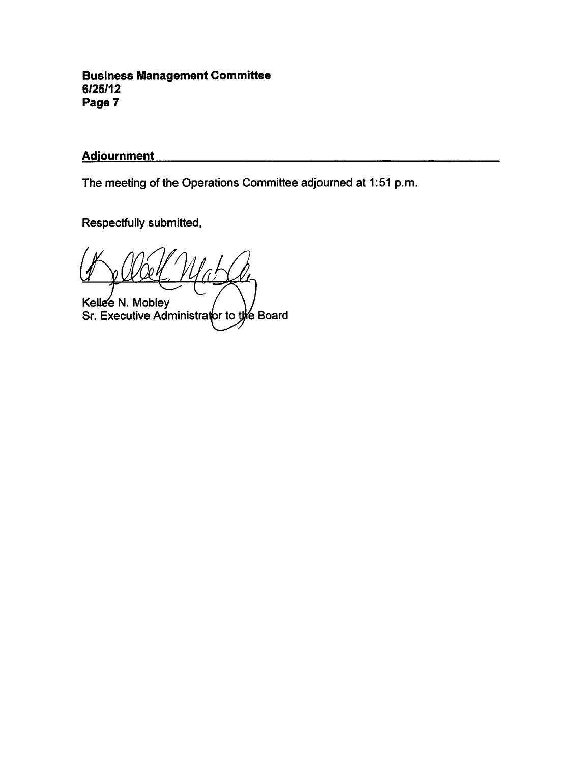## Adjournment

The meeting of the Operations Committee adjourned at 1:51 p.m.

Respectfully submitted,

Kellee N. Mobley
Sr. Executive Administrator to the Board